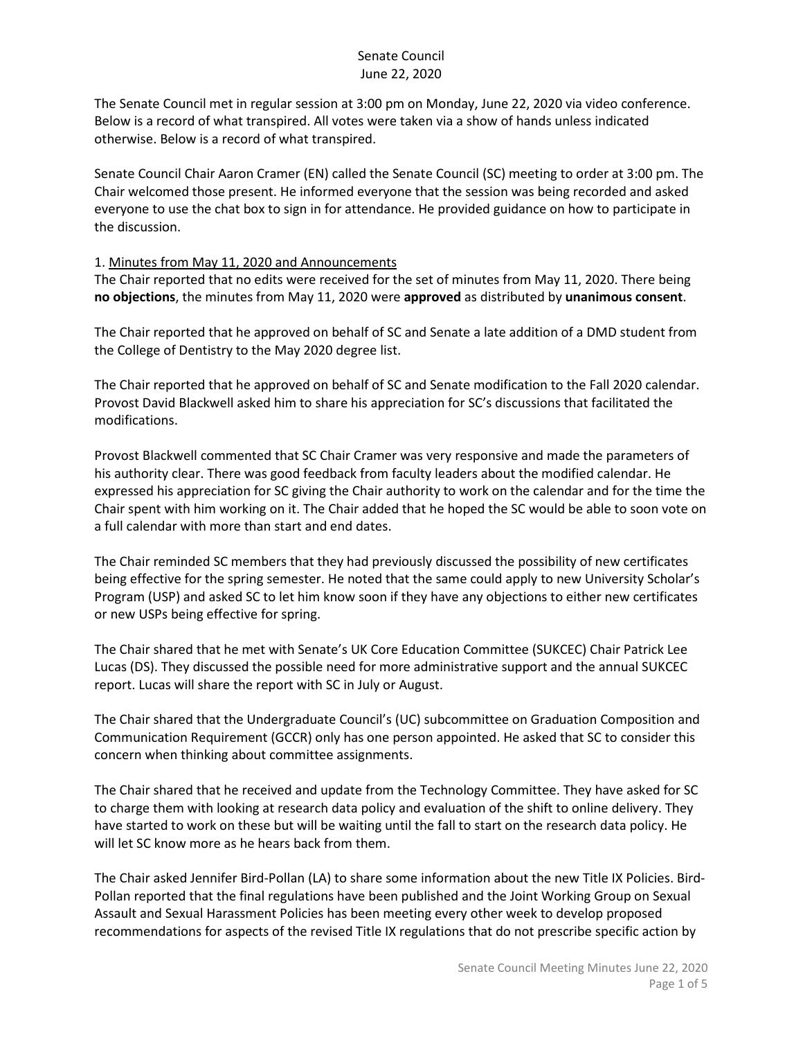# Senate Council
June 22, 2020

The Senate Council met in regular session at 3:00 pm on Monday, June 22, 2020 via video conference. Below is a record of what transpired. All votes were taken via a show of hands unless indicated otherwise. Below is a record of what transpired.

Senate Council Chair Aaron Cramer (EN) called the Senate Council (SC) meeting to order at 3:00 pm. The Chair welcomed those present. He informed everyone that the session was being recorded and asked everyone to use the chat box to sign in for attendance. He provided guidance on how to participate in the discussion.

1. Minutes from May 11, 2020 and Announcements

The Chair reported that no edits were received for the set of minutes from May 11, 2020. There being **no objections**, the minutes from May 11, 2020 were **approved** as distributed by **unanimous consent**.

The Chair reported that he approved on behalf of SC and Senate a late addition of a DMD student from the College of Dentistry to the May 2020 degree list.

The Chair reported that he approved on behalf of SC and Senate modification to the Fall 2020 calendar. Provost David Blackwell asked him to share his appreciation for SC's discussions that facilitated the modifications.

Provost Blackwell commented that SC Chair Cramer was very responsive and made the parameters of his authority clear. There was good feedback from faculty leaders about the modified calendar. He expressed his appreciation for SC giving the Chair authority to work on the calendar and for the time the Chair spent with him working on it. The Chair added that he hoped the SC would be able to soon vote on a full calendar with more than start and end dates.

The Chair reminded SC members that they had previously discussed the possibility of new certificates being effective for the spring semester. He noted that the same could apply to new University Scholar's Program (USP) and asked SC to let him know soon if they have any objections to either new certificates or new USPs being effective for spring.

The Chair shared that he met with Senate's UK Core Education Committee (SUKCEC) Chair Patrick Lee Lucas (DS). They discussed the possible need for more administrative support and the annual SUKCEC report. Lucas will share the report with SC in July or August.

The Chair shared that the Undergraduate Council's (UC) subcommittee on Graduation Composition and Communication Requirement (GCCR) only has one person appointed. He asked that SC to consider this concern when thinking about committee assignments.

The Chair shared that he received and update from the Technology Committee. They have asked for SC to charge them with looking at research data policy and evaluation of the shift to online delivery. They have started to work on these but will be waiting until the fall to start on the research data policy. He will let SC know more as he hears back from them.

The Chair asked Jennifer Bird-Pollan (LA) to share some information about the new Title IX Policies. Bird-Pollan reported that the final regulations have been published and the Joint Working Group on Sexual Assault and Sexual Harassment Policies has been meeting every other week to develop proposed recommendations for aspects of the revised Title IX regulations that do not prescribe specific action by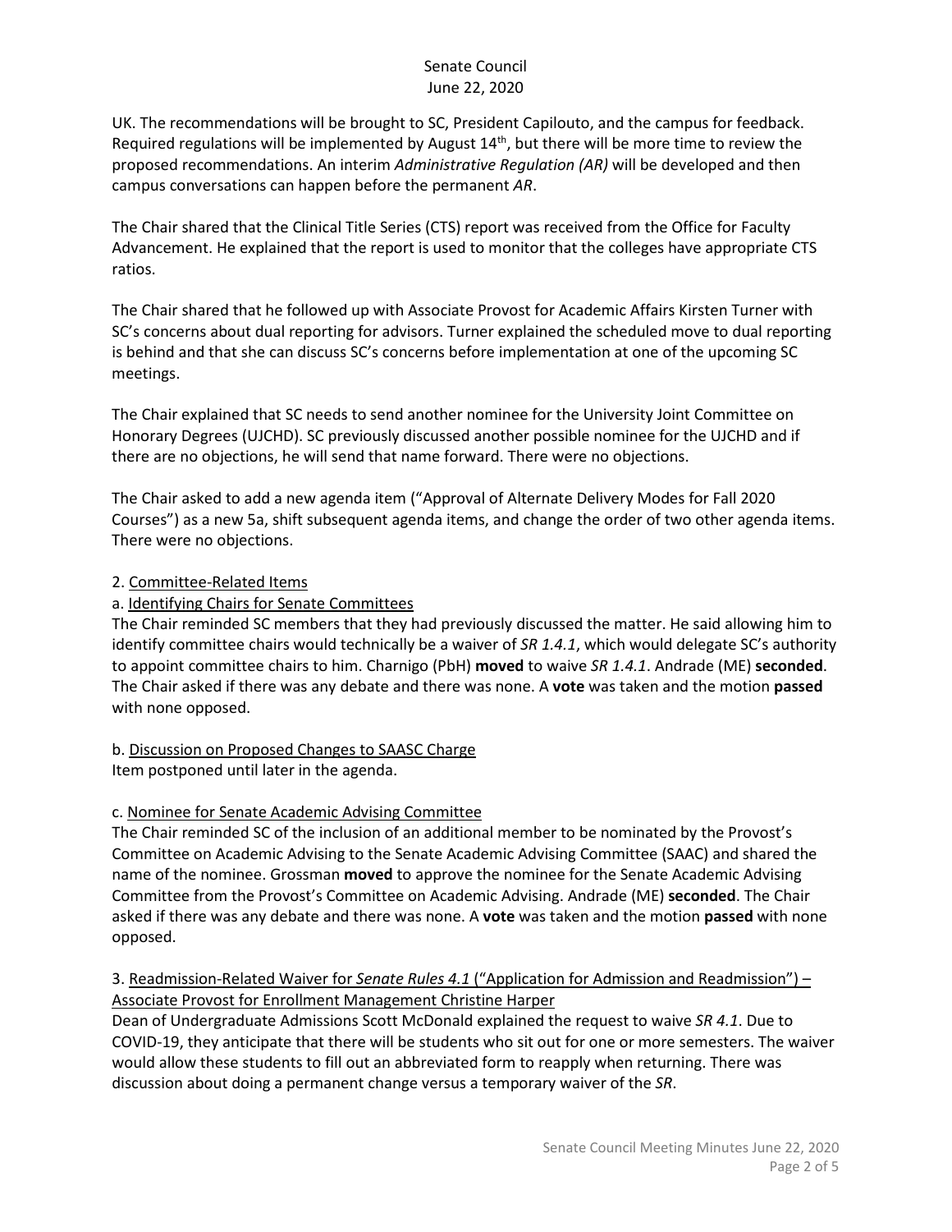UK. The recommendations will be brought to SC, President Capilouto, and the campus for feedback. Required regulations will be implemented by August 14th, but there will be more time to review the proposed recommendations. An interim *Administrative Regulation (AR)* will be developed and then campus conversations can happen before the permanent *AR*.

The Chair shared that the Clinical Title Series (CTS) report was received from the Office for Faculty Advancement. He explained that the report is used to monitor that the colleges have appropriate CTS ratios.

The Chair shared that he followed up with Associate Provost for Academic Affairs Kirsten Turner with SC's concerns about dual reporting for advisors. Turner explained the scheduled move to dual reporting is behind and that she can discuss SC's concerns before implementation at one of the upcoming SC meetings.

The Chair explained that SC needs to send another nominee for the University Joint Committee on Honorary Degrees (UJCHD). SC previously discussed another possible nominee for the UJCHD and if there are no objections, he will send that name forward. There were no objections.

The Chair asked to add a new agenda item ("Approval of Alternate Delivery Modes for Fall 2020 Courses") as a new 5a, shift subsequent agenda items, and change the order of two other agenda items. There were no objections.

2. Committee-Related Items

a. Identifying Chairs for Senate Committees

The Chair reminded SC members that they had previously discussed the matter. He said allowing him to identify committee chairs would technically be a waiver of *SR 1.4.1*, which would delegate SC's authority to appoint committee chairs to him. Charnigo (PbH) **moved** to waive *SR 1.4.1*. Andrade (ME) **seconded**. The Chair asked if there was any debate and there was none. A **vote** was taken and the motion **passed** with none opposed.

b. Discussion on Proposed Changes to SAASC Charge

Item postponed until later in the agenda.

c. Nominee for Senate Academic Advising Committee

The Chair reminded SC of the inclusion of an additional member to be nominated by the Provost's Committee on Academic Advising to the Senate Academic Advising Committee (SAAC) and shared the name of the nominee. Grossman **moved** to approve the nominee for the Senate Academic Advising Committee from the Provost's Committee on Academic Advising. Andrade (ME) **seconded**. The Chair asked if there was any debate and there was none. A **vote** was taken and the motion **passed** with none opposed.

3. Readmission-Related Waiver for *Senate Rules 4.1* ("Application for Admission and Readmission") – Associate Provost for Enrollment Management Christine Harper

Dean of Undergraduate Admissions Scott McDonald explained the request to waive *SR 4.1*. Due to COVID-19, they anticipate that there will be students who sit out for one or more semesters. The waiver would allow these students to fill out an abbreviated form to reapply when returning. There was discussion about doing a permanent change versus a temporary waiver of the *SR*.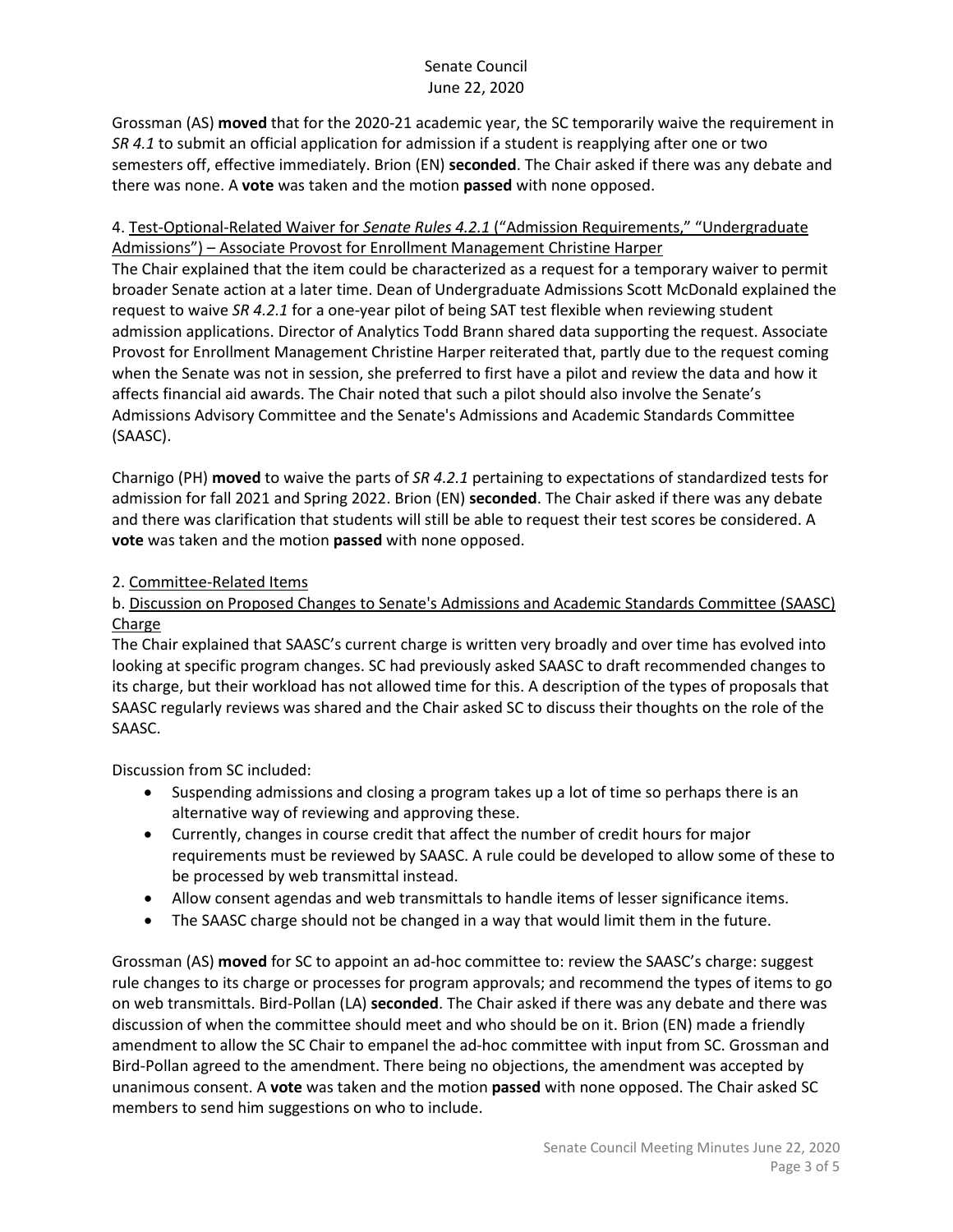Grossman (AS) **moved** that for the 2020-21 academic year, the SC temporarily waive the requirement in *SR 4.1* to submit an official application for admission if a student is reapplying after one or two semesters off, effective immediately. Brion (EN) **seconded**. The Chair asked if there was any debate and there was none. A **vote** was taken and the motion **passed** with none opposed.

4. Test-Optional-Related Waiver for *Senate Rules 4.2.1* ("Admission Requirements," "Undergraduate Admissions") – Associate Provost for Enrollment Management Christine Harper

The Chair explained that the item could be characterized as a request for a temporary waiver to permit broader Senate action at a later time. Dean of Undergraduate Admissions Scott McDonald explained the request to waive *SR 4.2.1* for a one-year pilot of being SAT test flexible when reviewing student admission applications. Director of Analytics Todd Brann shared data supporting the request. Associate Provost for Enrollment Management Christine Harper reiterated that, partly due to the request coming when the Senate was not in session, she preferred to first have a pilot and review the data and how it affects financial aid awards. The Chair noted that such a pilot should also involve the Senate's Admissions Advisory Committee and the Senate's Admissions and Academic Standards Committee (SAASC).

Charnigo (PH) **moved** to waive the parts of *SR 4.2.1* pertaining to expectations of standardized tests for admission for fall 2021 and Spring 2022. Brion (EN) **seconded**. The Chair asked if there was any debate and there was clarification that students will still be able to request their test scores be considered. A **vote** was taken and the motion **passed** with none opposed.

2. Committee-Related Items

b. Discussion on Proposed Changes to Senate's Admissions and Academic Standards Committee (SAASC) Charge

The Chair explained that SAASC's current charge is written very broadly and over time has evolved into looking at specific program changes. SC had previously asked SAASC to draft recommended changes to its charge, but their workload has not allowed time for this. A description of the types of proposals that SAASC regularly reviews was shared and the Chair asked SC to discuss their thoughts on the role of the SAASC.

Discussion from SC included:

- Suspending admissions and closing a program takes up a lot of time so perhaps there is an alternative way of reviewing and approving these.
- Currently, changes in course credit that affect the number of credit hours for major requirements must be reviewed by SAASC. A rule could be developed to allow some of these to be processed by web transmittal instead.
- Allow consent agendas and web transmittals to handle items of lesser significance items.
- The SAASC charge should not be changed in a way that would limit them in the future.

Grossman (AS) **moved** for SC to appoint an ad-hoc committee to: review the SAASC's charge: suggest rule changes to its charge or processes for program approvals; and recommend the types of items to go on web transmittals. Bird-Pollan (LA) **seconded**. The Chair asked if there was any debate and there was discussion of when the committee should meet and who should be on it. Brion (EN) made a friendly amendment to allow the SC Chair to empanel the ad-hoc committee with input from SC. Grossman and Bird-Pollan agreed to the amendment. There being no objections, the amendment was accepted by unanimous consent. A **vote** was taken and the motion **passed** with none opposed. The Chair asked SC members to send him suggestions on who to include.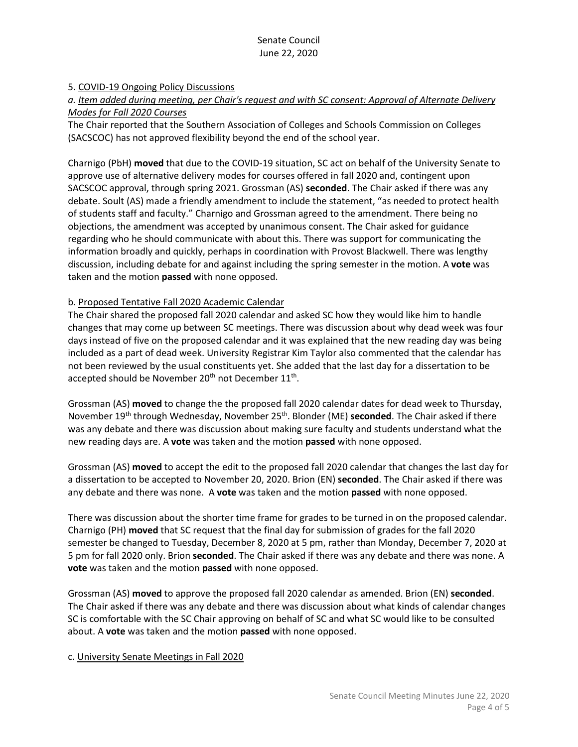5. COVID-19 Ongoing Policy Discussions

*a. Item added during meeting, per Chair's request and with SC consent: Approval of Alternate Delivery Modes for Fall 2020 Courses*

The Chair reported that the Southern Association of Colleges and Schools Commission on Colleges (SACSCOC) has not approved flexibility beyond the end of the school year.

Charnigo (PbH) **moved** that due to the COVID-19 situation, SC act on behalf of the University Senate to approve use of alternative delivery modes for courses offered in fall 2020 and, contingent upon SACSCOC approval, through spring 2021. Grossman (AS) **seconded**. The Chair asked if there was any debate. Soult (AS) made a friendly amendment to include the statement, "as needed to protect health of students staff and faculty." Charnigo and Grossman agreed to the amendment. There being no objections, the amendment was accepted by unanimous consent. The Chair asked for guidance regarding who he should communicate with about this. There was support for communicating the information broadly and quickly, perhaps in coordination with Provost Blackwell. There was lengthy discussion, including debate for and against including the spring semester in the motion. A **vote** was taken and the motion **passed** with none opposed.

b. Proposed Tentative Fall 2020 Academic Calendar

The Chair shared the proposed fall 2020 calendar and asked SC how they would like him to handle changes that may come up between SC meetings. There was discussion about why dead week was four days instead of five on the proposed calendar and it was explained that the new reading day was being included as a part of dead week. University Registrar Kim Taylor also commented that the calendar has not been reviewed by the usual constituents yet. She added that the last day for a dissertation to be accepted should be November 20th not December 11th.

Grossman (AS) **moved** to change the the proposed fall 2020 calendar dates for dead week to Thursday, November 19th through Wednesday, November 25th. Blonder (ME) **seconded**. The Chair asked if there was any debate and there was discussion about making sure faculty and students understand what the new reading days are. A **vote** was taken and the motion **passed** with none opposed.

Grossman (AS) **moved** to accept the edit to the proposed fall 2020 calendar that changes the last day for a dissertation to be accepted to November 20, 2020. Brion (EN) **seconded**. The Chair asked if there was any debate and there was none. A **vote** was taken and the motion **passed** with none opposed.

There was discussion about the shorter time frame for grades to be turned in on the proposed calendar. Charnigo (PH) **moved** that SC request that the final day for submission of grades for the fall 2020 semester be changed to Tuesday, December 8, 2020 at 5 pm, rather than Monday, December 7, 2020 at 5 pm for fall 2020 only. Brion **seconded**. The Chair asked if there was any debate and there was none. A **vote** was taken and the motion **passed** with none opposed.

Grossman (AS) **moved** to approve the proposed fall 2020 calendar as amended. Brion (EN) **seconded**. The Chair asked if there was any debate and there was discussion about what kinds of calendar changes SC is comfortable with the SC Chair approving on behalf of SC and what SC would like to be consulted about. A **vote** was taken and the motion **passed** with none opposed.

c. University Senate Meetings in Fall 2020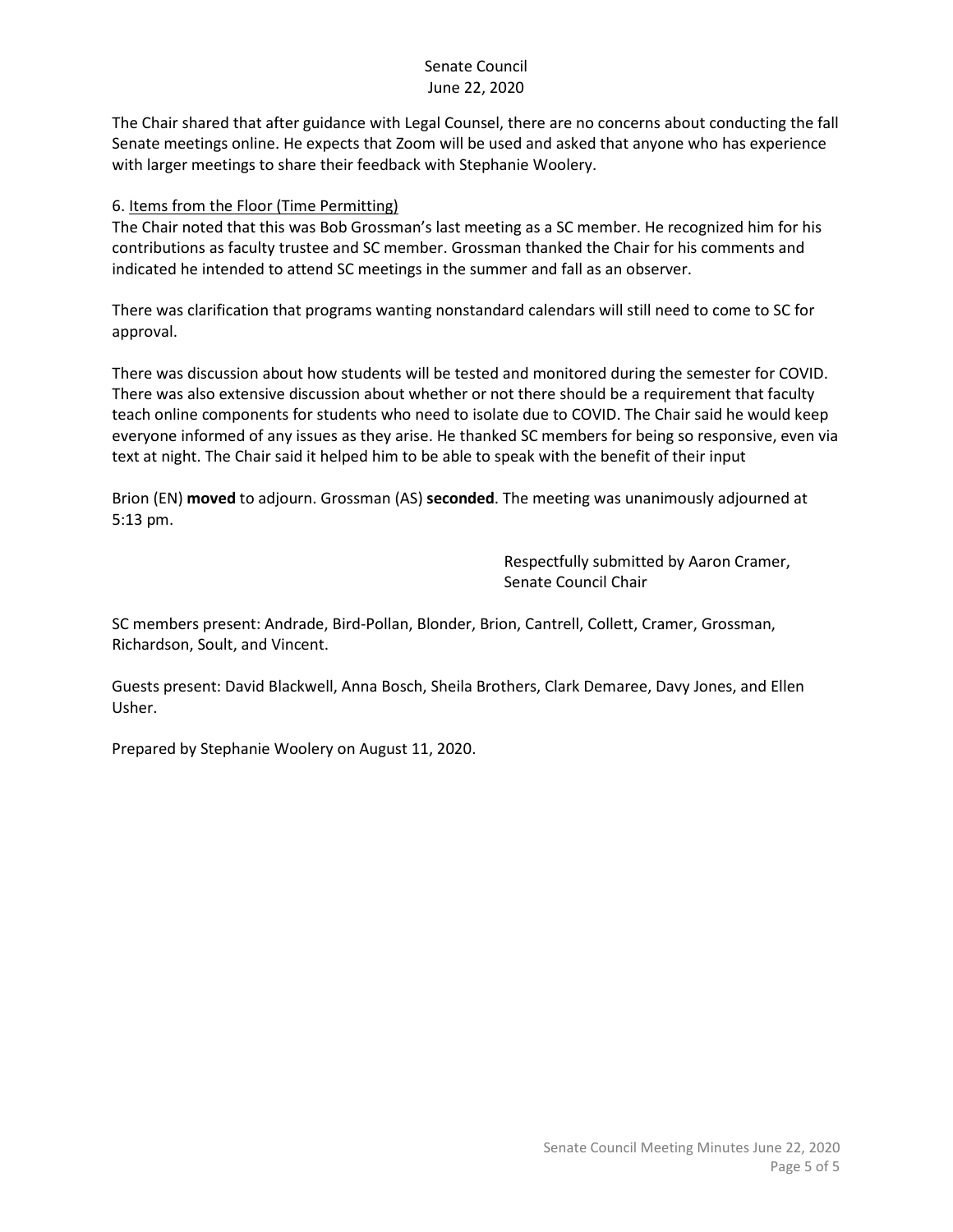The Chair shared that after guidance with Legal Counsel, there are no concerns about conducting the fall Senate meetings online. He expects that Zoom will be used and asked that anyone who has experience with larger meetings to share their feedback with Stephanie Woolery.

6. Items from the Floor (Time Permitting)

The Chair noted that this was Bob Grossman's last meeting as a SC member. He recognized him for his contributions as faculty trustee and SC member. Grossman thanked the Chair for his comments and indicated he intended to attend SC meetings in the summer and fall as an observer.

There was clarification that programs wanting nonstandard calendars will still need to come to SC for approval.

There was discussion about how students will be tested and monitored during the semester for COVID. There was also extensive discussion about whether or not there should be a requirement that faculty teach online components for students who need to isolate due to COVID. The Chair said he would keep everyone informed of any issues as they arise. He thanked SC members for being so responsive, even via text at night. The Chair said it helped him to be able to speak with the benefit of their input

Brion (EN) **moved** to adjourn. Grossman (AS) **seconded**. The meeting was unanimously adjourned at 5:13 pm.

Respectfully submitted by Aaron Cramer,
Senate Council Chair

SC members present: Andrade, Bird-Pollan, Blonder, Brion, Cantrell, Collett, Cramer, Grossman, Richardson, Soult, and Vincent.

Guests present: David Blackwell, Anna Bosch, Sheila Brothers, Clark Demaree, Davy Jones, and Ellen Usher.

Prepared by Stephanie Woolery on August 11, 2020.